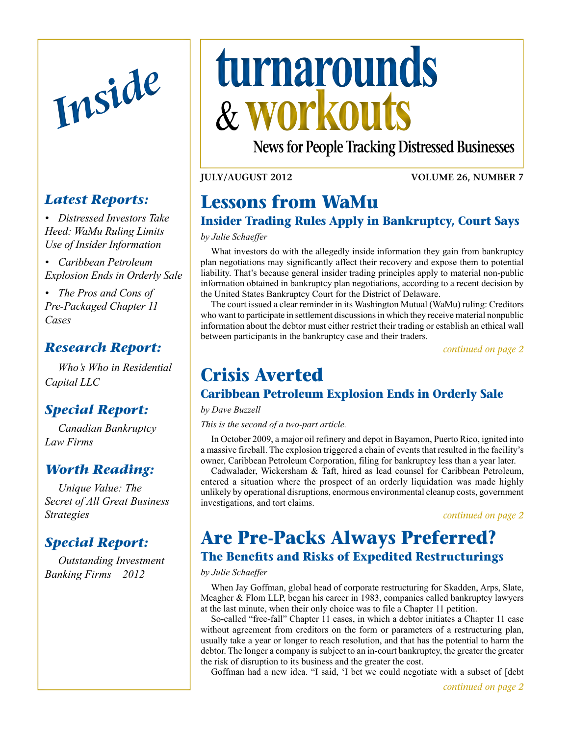# turnarounds & workouts

**News for People Tracking Distressed Businesses**

**JULY/AUGUST 2012** **VOLUME 26, NUMBER 7**

## Inside

### *Latest Reports:*

- *Distressed Investors Take Heed: WaMu Ruling Limits Use of Insider Information*
- *Caribbean Petroleum Explosion Ends in Orderly Sale*
- *The Pros and Cons of Pre-Packaged Chapter 11 Cases*

### *Research Report:*

*Who's Who in Residential Capital LLC*

### *Special Report:*

*Canadian Bankruptcy Law Firms*

### *Worth Reading:*

*Unique Value: The Secret of All Great Business Strategies*

### *Special Report:*

*Outstanding Investment Banking Firms – 2012*

## Lessons from WaMu

### Insider Trading Rules Apply in Bankruptcy, Court Says

*by Julie Schaeffer*

What investors do with the allegedly inside information they gain from bankruptcy plan negotiations may significantly affect their recovery and expose them to potential liability. That's because general insider trading principles apply to material non-public information obtained in bankruptcy plan negotiations, according to a recent decision by the United States Bankruptcy Court for the District of Delaware.

The court issued a clear reminder in its Washington Mutual (WaMu) ruling: Creditors who want to participate in settlement discussions in which they receive material nonpublic information about the debtor must either restrict their trading or establish an ethical wall between participants in the bankruptcy case and their traders.

*continued on page 2*

## Crisis Averted

### Caribbean Petroleum Explosion Ends in Orderly Sale

*by Dave Buzzell*

*This is the second of a two-part article.*

In October 2009, a major oil refinery and depot in Bayamon, Puerto Rico, ignited into a massive fireball. The explosion triggered a chain of events that resulted in the facility's owner, Caribbean Petroleum Corporation, filing for bankruptcy less than a year later.

Cadwalader, Wickersham & Taft, hired as lead counsel for Caribbean Petroleum, entered a situation where the prospect of an orderly liquidation was made highly unlikely by operational disruptions, enormous environmental cleanup costs, government investigations, and tort claims.

*continued on page 2*

## Are Pre-Packs Always Preferred?

### The Benefits and Risks of Expedited Restructurings

*by Julie Schaeffer*

When Jay Goffman, global head of corporate restructuring for Skadden, Arps, Slate, Meagher & Flom LLP, began his career in 1983, companies called bankruptcy lawyers at the last minute, when their only choice was to file a Chapter 11 petition.

So-called "free-fall" Chapter 11 cases, in which a debtor initiates a Chapter 11 case without agreement from creditors on the form or parameters of a restructuring plan, usually take a year or longer to reach resolution, and that has the potential to harm the debtor. The longer a company is subject to an in-court bankruptcy, the greater the greater the risk of disruption to its business and the greater the cost.

Goffman had a new idea. "I said, 'I bet we could negotiate with a subset of [debt

*continued on page 2*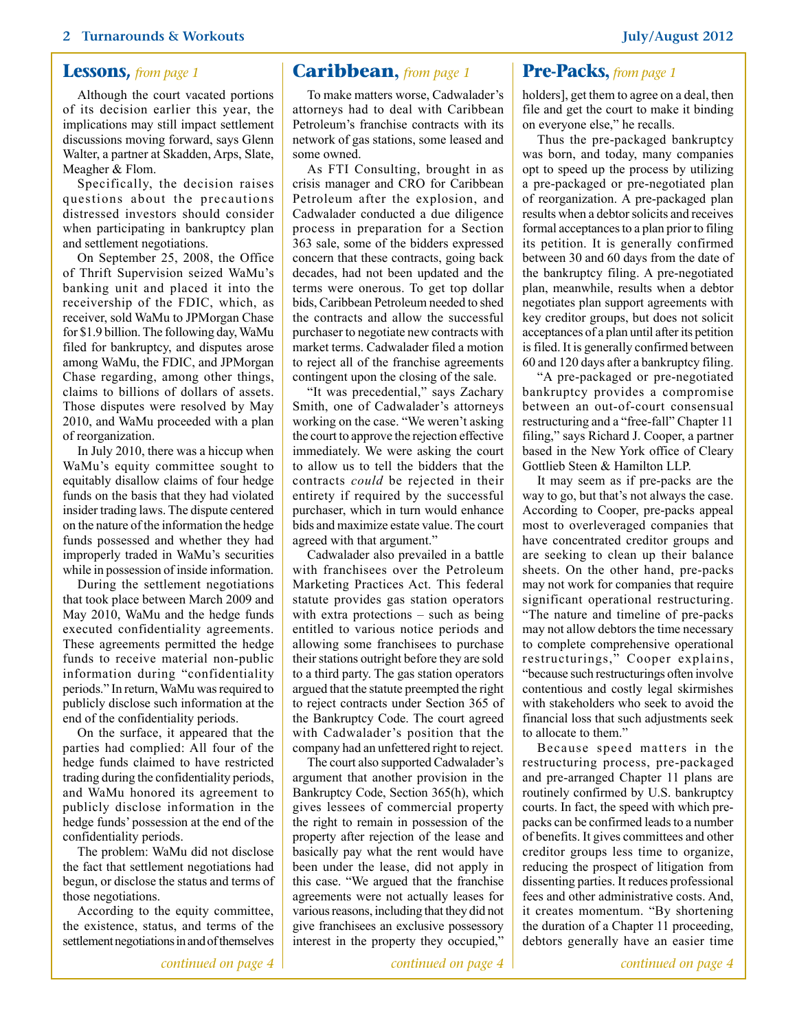## Lessons, *from page 1*

Although the court vacated portions of its decision earlier this year, the implications may still impact settlement discussions moving forward, says Glenn Walter, a partner at Skadden, Arps, Slate, Meagher & Flom.

Specifically, the decision raises questions about the precautions distressed investors should consider when participating in bankruptcy plan and settlement negotiations.

On September 25, 2008, the Office of Thrift Supervision seized WaMu's banking unit and placed it into the receivership of the FDIC, which, as receiver, sold WaMu to JPMorgan Chase for $1.9 billion. The following day, WaMu filed for bankruptcy, and disputes arose among WaMu, the FDIC, and JPMorgan Chase regarding, among other things, claims to billions of dollars of assets. Those disputes were resolved by May 2010, and WaMu proceeded with a plan of reorganization.

In July 2010, there was a hiccup when WaMu's equity committee sought to equitably disallow claims of four hedge funds on the basis that they had violated insider trading laws. The dispute centered on the nature of the information the hedge funds possessed and whether they had improperly traded in WaMu's securities while in possession of inside information.

During the settlement negotiations that took place between March 2009 and May 2010, WaMu and the hedge funds executed confidentiality agreements. These agreements permitted the hedge funds to receive material non-public information during "confidentiality periods." In return, WaMu was required to publicly disclose such information at the end of the confidentiality periods.

On the surface, it appeared that the parties had complied: All four of the hedge funds claimed to have restricted trading during the confidentiality periods, and WaMu honored its agreement to publicly disclose information in the hedge funds' possession at the end of the confidentiality periods.

The problem: WaMu did not disclose the fact that settlement negotiations had begun, or disclose the status and terms of those negotiations.

According to the equity committee, the existence, status, and terms of the settlement negotiations in and of themselves

*continued on page 4*

## Caribbean, *from page 1*

To make matters worse, Cadwalader's attorneys had to deal with Caribbean Petroleum's franchise contracts with its network of gas stations, some leased and some owned.

As FTI Consulting, brought in as crisis manager and CRO for Caribbean Petroleum after the explosion, and Cadwalader conducted a due diligence process in preparation for a Section 363 sale, some of the bidders expressed concern that these contracts, going back decades, had not been updated and the terms were onerous. To get top dollar bids, Caribbean Petroleum needed to shed the contracts and allow the successful purchaser to negotiate new contracts with market terms. Cadwalader filed a motion to reject all of the franchise agreements contingent upon the closing of the sale.

"It was precedential," says Zachary Smith, one of Cadwalader's attorneys working on the case. "We weren't asking the court to approve the rejection effective immediately. We were asking the court to allow us to tell the bidders that the contracts *could* be rejected in their entirety if required by the successful purchaser, which in turn would enhance bids and maximize estate value. The court agreed with that argument."

Cadwalader also prevailed in a battle with franchisees over the Petroleum Marketing Practices Act. This federal statute provides gas station operators with extra protections – such as being entitled to various notice periods and allowing some franchisees to purchase their stations outright before they are sold to a third party. The gas station operators argued that the statute preempted the right to reject contracts under Section 365 of the Bankruptcy Code. The court agreed with Cadwalader's position that the company had an unfettered right to reject.

The court also supported Cadwalader's argument that another provision in the Bankruptcy Code, Section 365(h), which gives lessees of commercial property the right to remain in possession of the property after rejection of the lease and basically pay what the rent would have been under the lease, did not apply in this case. "We argued that the franchise agreements were not actually leases for various reasons, including that they did not give franchisees an exclusive possessory interest in the property they occupied,"

*continued on page 4*

## Pre-Packs, *from page 1*

holders], get them to agree on a deal, then file and get the court to make it binding on everyone else," he recalls.

Thus the pre-packaged bankruptcy was born, and today, many companies opt to speed up the process by utilizing a pre-packaged or pre-negotiated plan of reorganization. A pre-packaged plan results when a debtor solicits and receives formal acceptances to a plan prior to filing its petition. It is generally confirmed between 30 and 60 days from the date of the bankruptcy filing. A pre-negotiated plan, meanwhile, results when a debtor negotiates plan support agreements with key creditor groups, but does not solicit acceptances of a plan until after its petition is filed. It is generally confirmed between 60 and 120 days after a bankruptcy filing.

"A pre-packaged or pre-negotiated bankruptcy provides a compromise between an out-of-court consensual restructuring and a "free-fall" Chapter 11 filing," says Richard J. Cooper, a partner based in the New York office of Cleary Gottlieb Steen & Hamilton LLP.

It may seem as if pre-packs are the way to go, but that's not always the case. According to Cooper, pre-packs appeal most to overleveraged companies that have concentrated creditor groups and are seeking to clean up their balance sheets. On the other hand, pre-packs may not work for companies that require significant operational restructuring. "The nature and timeline of pre-packs may not allow debtors the time necessary to complete comprehensive operational restructurings," Cooper explains, "because such restructurings often involve contentious and costly legal skirmishes with stakeholders who seek to avoid the financial loss that such adjustments seek to allocate to them."

Because speed matters in the restructuring process, pre-packaged and pre-arranged Chapter 11 plans are routinely confirmed by U.S. bankruptcy courts. In fact, the speed with which pre-packs can be confirmed leads to a number of benefits. It gives committees and other creditor groups less time to organize, reducing the prospect of litigation from dissenting parties. It reduces professional fees and other administrative costs. And, it creates momentum. "By shortening the duration of a Chapter 11 proceeding, debtors generally have an easier time

*continued on page 4*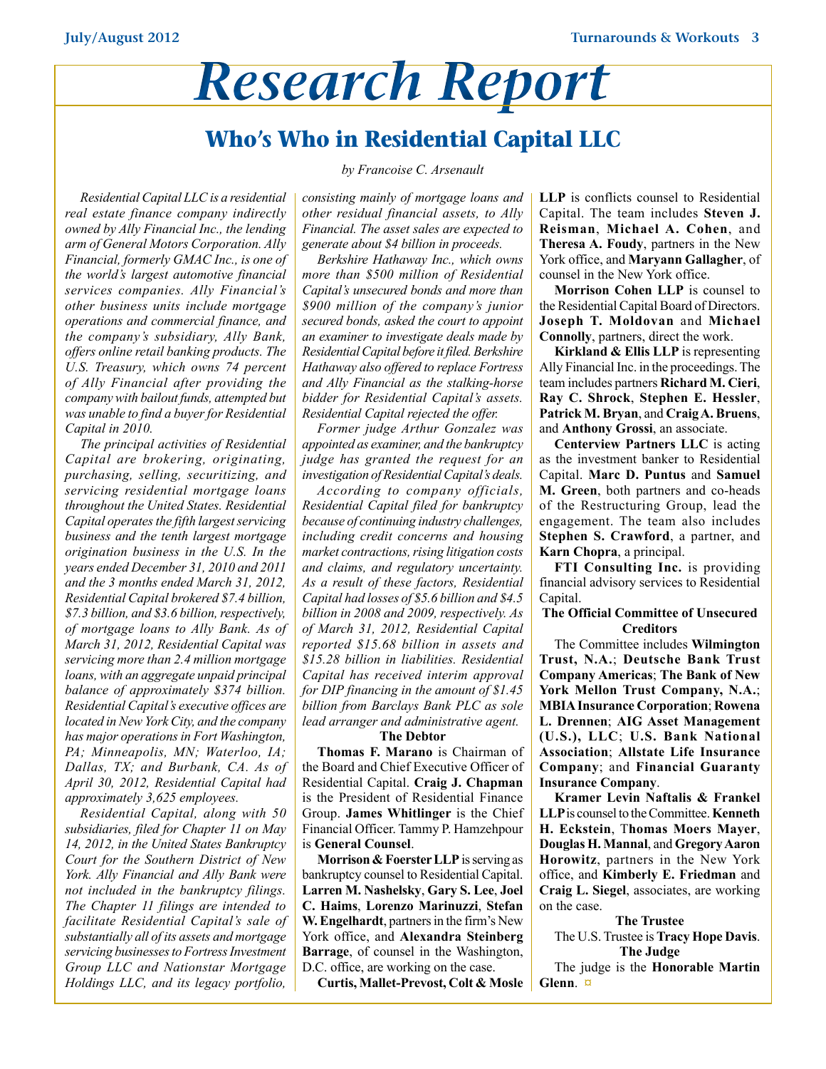# Research Report

## Who's Who in Residential Capital LLC

*by Francoise C. Arsenault*

*Residential Capital LLC is a residential real estate finance company indirectly owned by Ally Financial Inc., the lending arm of General Motors Corporation. Ally Financial, formerly GMAC Inc., is one of the world's largest automotive financial services companies. Ally Financial's other business units include mortgage operations and commercial finance, and the company's subsidiary, Ally Bank, offers online retail banking products. The U.S. Treasury, which owns 74 percent of Ally Financial after providing the company with bailout funds, attempted but was unable to find a buyer for Residential Capital in 2010.*

*The principal activities of Residential Capital are brokering, originating, purchasing, selling, securitizing, and servicing residential mortgage loans throughout the United States. Residential Capital operates the fifth largest servicing business and the tenth largest mortgage origination business in the U.S. In the years ended December 31, 2010 and 2011 and the 3 months ended March 31, 2012, Residential Capital brokered $7.4 billion, $7.3 billion, and $3.6 billion, respectively, of mortgage loans to Ally Bank. As of March 31, 2012, Residential Capital was servicing more than 2.4 million mortgage loans, with an aggregate unpaid principal balance of approximately $374 billion. Residential Capital's executive offices are located in New York City, and the company has major operations in Fort Washington, PA; Minneapolis, MN; Waterloo, IA; Dallas, TX; and Burbank, CA. As of April 30, 2012, Residential Capital had approximately 3,625 employees.*

*Residential Capital, along with 50 subsidiaries, filed for Chapter 11 on May 14, 2012, in the United States Bankruptcy Court for the Southern District of New York. Ally Financial and Ally Bank were not included in the bankruptcy filings. The Chapter 11 filings are intended to facilitate Residential Capital's sale of substantially all of its assets and mortgage servicing businesses to Fortress Investment Group LLC and Nationstar Mortgage Holdings LLC, and its legacy portfolio, consisting mainly of mortgage loans and other residual financial assets, to Ally Financial. The asset sales are expected to generate about $4 billion in proceeds.*

*Berkshire Hathaway Inc., which owns more than $500 million of Residential Capital's unsecured bonds and more than $900 million of the company's junior secured bonds, asked the court to appoint an examiner to investigate deals made by Residential Capital before it filed. Berkshire Hathaway also offered to replace Fortress and Ally Financial as the stalking-horse bidder for Residential Capital's assets. Residential Capital rejected the offer.*

*Former judge Arthur Gonzalez was appointed as examiner, and the bankruptcy judge has granted the request for an investigation of Residential Capital's deals.*

*According to company officials, Residential Capital filed for bankruptcy because of continuing industry challenges, including credit concerns and housing market contractions, rising litigation costs and claims, and regulatory uncertainty. As a result of these factors, Residential Capital had losses of $5.6 billion and $4.5 billion in 2008 and 2009, respectively. As of March 31, 2012, Residential Capital reported $15.68 billion in assets and $15.28 billion in liabilities. Residential Capital has received interim approval for DIP financing in the amount of $1.45 billion from Barclays Bank PLC as sole lead arranger and administrative agent.*

### The Debtor

**Thomas F. Marano** is Chairman of the Board and Chief Executive Officer of Residential Capital. **Craig J. Chapman** is the President of Residential Finance Group. **James Whitlinger** is the Chief Financial Officer. Tammy P. Hamzehpour is **General Counsel**.

**Morrison & Foerster LLP** is serving as bankruptcy counsel to Residential Capital. **Larren M. Nashelsky**, **Gary S. Lee**, **Joel C. Haims**, **Lorenzo Marinuzzi**, **Stefan W. Engelhardt**, partners in the firm's New York office, and **Alexandra Steinberg Barrage**, of counsel in the Washington, D.C. office, are working on the case.

**Curtis, Mallet-Prevost, Colt & Mosle LLP** is conflicts counsel to Residential Capital. The team includes **Steven J. Reisman**, **Michael A. Cohen**, and **Theresa A. Foudy**, partners in the New York office, and **Maryann Gallagher**, of counsel in the New York office.

**Morrison Cohen LLP** is counsel to the Residential Capital Board of Directors. **Joseph T. Moldovan** and **Michael Connolly**, partners, direct the work.

**Kirkland & Ellis LLP** is representing Ally Financial Inc. in the proceedings. The team includes partners **Richard M. Cieri**, **Ray C. Shrock**, **Stephen E. Hessler**, **Patrick M. Bryan**, and **Craig A. Bruens**, and **Anthony Grossi**, an associate.

**Centerview Partners LLC** is acting as the investment banker to Residential Capital. **Marc D. Puntus** and **Samuel M. Green**, both partners and co-heads of the Restructuring Group, lead the engagement. The team also includes **Stephen S. Crawford**, a partner, and **Karn Chopra**, a principal.

**FTI Consulting Inc.** is providing financial advisory services to Residential Capital.

### The Official Committee of Unsecured Creditors

The Committee includes **Wilmington Trust, N.A.**; **Deutsche Bank Trust Company Americas**; **The Bank of New York Mellon Trust Company, N.A.**; **MBIA Insurance Corporation**; **Rowena L. Drennen**; **AIG Asset Management (U.S.), LLC**; **U.S. Bank National Association**; **Allstate Life Insurance Company**; and **Financial Guaranty Insurance Company**.

**Kramer Levin Naftalis & Frankel LLP** is counsel to the Committee. **Kenneth H. Eckstein**, **Thomas Moers Mayer**, **Douglas H. Mannal**, and **Gregory Aaron Horowitz**, partners in the New York office, and **Kimberly E. Friedman** and **Craig L. Siegel**, associates, are working on the case.

### The Trustee

The U.S. Trustee is **Tracy Hope Davis**.

### The Judge

The judge is the **Honorable Martin Glenn**. ¤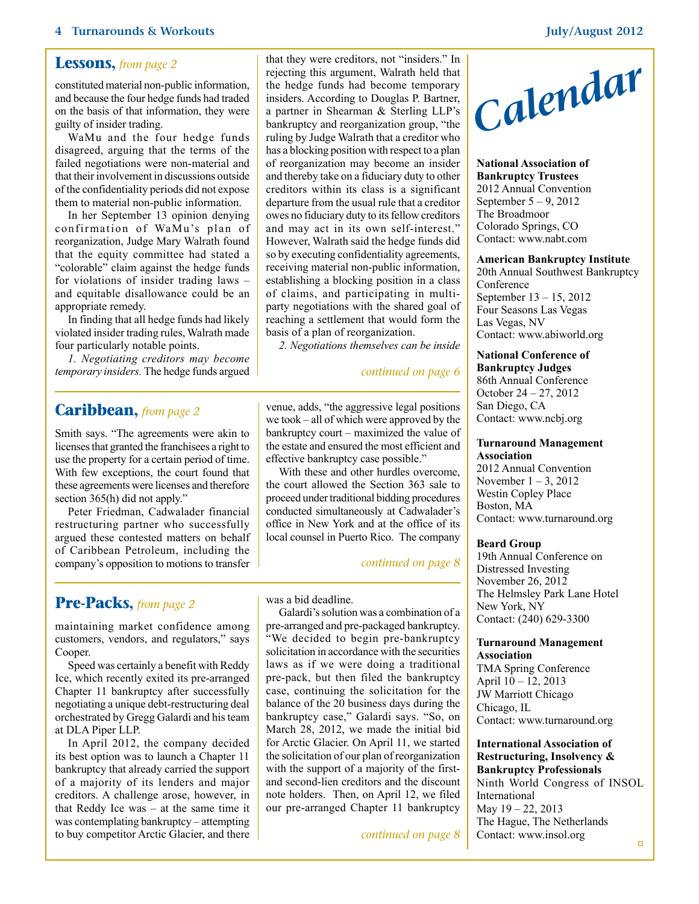## Lessons, *from page 2*

constituted material non-public information, and because the four hedge funds had traded on the basis of that information, they were guilty of insider trading.

WaMu and the four hedge funds disagreed, arguing that the terms of the failed negotiations were non-material and that their involvement in discussions outside of the confidentiality periods did not expose them to material non-public information.

In her September 13 opinion denying confirmation of WaMu's plan of reorganization, Judge Mary Walrath found that the equity committee had stated a "colorable" claim against the hedge funds for violations of insider trading laws – and equitable disallowance could be an appropriate remedy.

In finding that all hedge funds had likely violated insider trading rules, Walrath made four particularly notable points.

*1. Negotiating creditors may become temporary insiders.* The hedge funds argued that they were creditors, not "insiders." In rejecting this argument, Walrath held that the hedge funds had become temporary insiders. According to Douglas P. Bartner, a partner in Shearman & Sterling LLP's bankruptcy and reorganization group, "the ruling by Judge Walrath that a creditor who has a blocking position with respect to a plan of reorganization may become an insider and thereby take on a fiduciary duty to other creditors within its class is a significant departure from the usual rule that a creditor owes no fiduciary duty to its fellow creditors and may act in its own self-interest." However, Walrath said the hedge funds did so by executing confidentiality agreements, receiving material non-public information, establishing a blocking position in a class of claims, and participating in multi-party negotiations with the shared goal of reaching a settlement that would form the basis of a plan of reorganization.

*2. Negotiations themselves can be inside*

*continued on page 6*

## Caribbean, *from page 2*

Smith says. "The agreements were akin to licenses that granted the franchisees a right to use the property for a certain period of time. With few exceptions, the court found that these agreements were licenses and therefore section 365(h) did not apply."

Peter Friedman, Cadwalader financial restructuring partner who successfully argued these contested matters on behalf of Caribbean Petroleum, including the company's opposition to motions to transfer venue, adds, "the aggressive legal positions we took – all of which were approved by the bankruptcy court – maximized the value of the estate and ensured the most efficient and effective bankruptcy case possible."

With these and other hurdles overcome, the court allowed the Section 363 sale to proceed under traditional bidding procedures conducted simultaneously at Cadwalader's office in New York and at the office of its local counsel in Puerto Rico. The company

*continued on page 8*

## Pre-Packs, *from page 2*

maintaining market confidence among customers, vendors, and regulators," says Cooper.

Speed was certainly a benefit with Reddy Ice, which recently exited its pre-arranged Chapter 11 bankruptcy after successfully negotiating a unique debt-restructuring deal orchestrated by Gregg Galardi and his team at DLA Piper LLP.

In April 2012, the company decided its best option was to launch a Chapter 11 bankruptcy that already carried the support of a majority of its lenders and major creditors. A challenge arose, however, in that Reddy Ice was – at the same time it was contemplating bankruptcy – attempting to buy competitor Arctic Glacier, and there was a bid deadline.

Galardi's solution was a combination of a pre-arranged and pre-packaged bankruptcy. "We decided to begin pre-bankruptcy solicitation in accordance with the securities laws as if we were doing a traditional pre-pack, but then filed the bankruptcy case, continuing the solicitation for the balance of the 20 business days during the bankruptcy case," Galardi says. "So, on March 28, 2012, we made the initial bid for Arctic Glacier. On April 11, we started the solicitation of our plan of reorganization with the support of a majority of the first- and second-lien creditors and the discount note holders. Then, on April 12, we filed our pre-arranged Chapter 11 bankruptcy

*continued on page 8*

# *Calendar*

**National Association of Bankruptcy Trustees**
2012 Annual Convention
September 5 – 9, 2012
The Broadmoor
Colorado Springs, CO
Contact: www.nabt.com

**American Bankruptcy Institute**
20th Annual Southwest Bankruptcy Conference
September 13 – 15, 2012
Four Seasons Las Vegas
Las Vegas, NV
Contact: www.abiworld.org

**National Conference of Bankruptcy Judges**
86th Annual Conference
October 24 – 27, 2012
San Diego, CA
Contact: www.ncbj.org

**Turnaround Management Association**
2012 Annual Convention
November 1 – 3, 2012
Westin Copley Place
Boston, MA
Contact: www.turnaround.org

**Beard Group**
19th Annual Conference on Distressed Investing
November 26, 2012
The Helmsley Park Lane Hotel
New York, NY
Contact: (240) 629-3300

**Turnaround Management Association**
TMA Spring Conference
April 10 – 12, 2013
JW Marriott Chicago
Chicago, IL
Contact: www.turnaround.org

**International Association of Restructuring, Insolvency & Bankruptcy Professionals**
Ninth World Congress of INSOL International
May 19 – 22, 2013
The Hague, The Netherlands
Contact: www.insol.org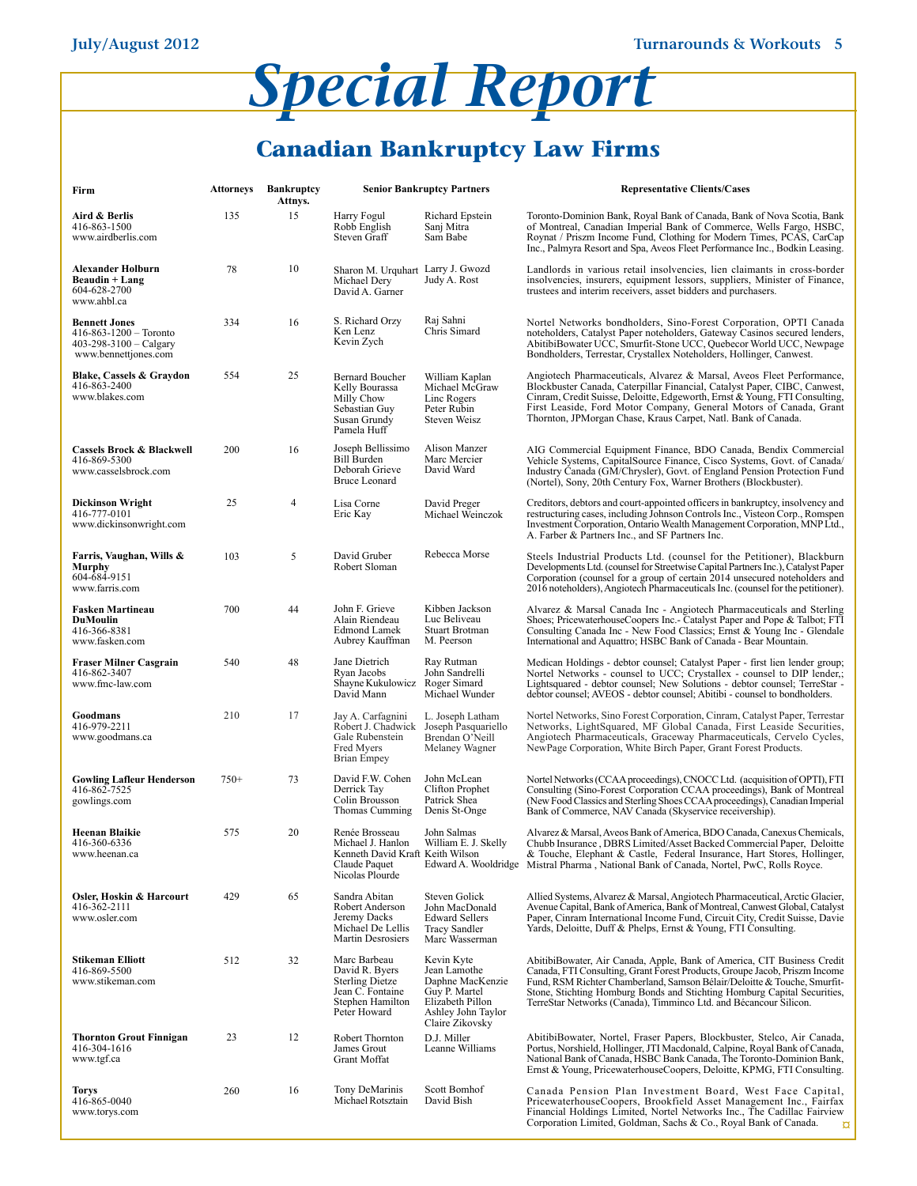# Special Report

## Canadian Bankruptcy Law Firms

| Firm | Attorneys | Bankruptcy Attnys. | Senior Bankruptcy Partners | | Representative Clients/Cases |
|---|---|---|---|---|---|
| **Aird & Berlis**<br>416-863-1500<br>www.airdberlis.com | 135 | 15 | Harry Fogul<br>Robb English<br>Steven Graff | Richard Epstein<br>Sanj Mitra<br>Sam Babe | Toronto-Dominion Bank, Royal Bank of Canada, Bank of Nova Scotia, Bank of Montreal, Canadian Imperial Bank of Commerce, Wells Fargo, HSBC, Roynat / Priszm Income Fund, Clothing for Modern Times, PCAS, CarCap Inc., Palmyra Resort and Spa, Aveos Fleet Performance Inc., Bodkin Leasing. |
| **Alexander Holburn Beaudin + Lang**<br>604-628-2700<br>www.ahbl.ca | 78 | 10 | Sharon M. Urquhart<br>Michael Dery<br>David A. Garner | Larry J. Gwozd<br>Judy A. Rost | Landlords in various retail insolvencies, lien claimants in cross-border insolvencies, insurers, equipment lessors, suppliers, Minister of Finance, trustees and interim receivers, asset bidders and purchasers. |
| **Bennett Jones**<br>416-863-1200 – Toronto<br>403-298-3100 – Calgary<br>www.bennettjones.com | 334 | 16 | S. Richard Orzy<br>Ken Lenz<br>Kevin Zych | Raj Sahni<br>Chris Simard | Nortel Networks bondholders, Sino-Forest Corporation, OPTI Canada noteholders, Catalyst Paper noteholders, Gateway Casinos secured lenders, AbitibiBowater UCC, Smurfit-Stone UCC, Quebecor World UCC, Newpage Bondholders, Terrestar, Crystallex Noteholders, Hollinger, Canwest. |
| **Blake, Cassels & Graydon**<br>416-863-2400<br>www.blakes.com | 554 | 25 | Bernard Boucher<br>Kelly Bourassa<br>Milly Chow<br>Sebastian Guy<br>Susan Grundy<br>Pamela Huff | William Kaplan<br>Michael McGraw<br>Linc Rogers<br>Peter Rubin<br>Steven Weisz | Angiotech Pharmaceuticals, Alvarez & Marsal, Aveos Fleet Performance, Blockbuster Canada, Caterpillar Financial, Catalyst Paper, CIBC, Canwest, Cinram, Credit Suisse, Deloitte, Edgeworth, Ernst & Young, FTI Consulting, First Leaside, Ford Motor Company, General Motors of Canada, Grant Thornton, JPMorgan Chase, Kraus Carpet, Natl. Bank of Canada. |
| **Cassels Brock & Blackwell**<br>416-869-5300<br>www.casselsbrock.com | 200 | 16 | Joseph Bellissimo<br>Bill Burden<br>Deborah Grieve<br>Bruce Leonard | Alison Manzer<br>Marc Mercier<br>David Ward | AIG Commercial Equipment Finance, BDO Canada, Bendix Commercial Vehicle Systems, CapitalSource Finance, Cisco Systems, Govt. of Canada/ Industry Canada (GM/Chrysler), Govt. of England Pension Protection Fund (Nortel), Sony, 20th Century Fox, Warner Brothers (Blockbuster). |
| **Dickinson Wright**<br>416-777-0101<br>www.dickinsonwright.com | 25 | 4 | Lisa Corne<br>Eric Kay | David Preger<br>Michael Weinczok | Creditors, debtors and court-appointed officers in bankruptcy, insolvency and restructuring cases, including Johnson Controls Inc., Visteon Corp., Romspen Investment Corporation, Ontario Wealth Management Corporation, MNP Ltd., A. Farber & Partners Inc., and SF Partners Inc. |
| **Farris, Vaughan, Wills & Murphy**<br>604-684-9151<br>www.farris.com | 103 | 5 | David Gruber<br>Robert Sloman | Rebecca Morse | Steels Industrial Products Ltd. (counsel for the Petitioner), Blackburn Developments Ltd. (counsel for Streetwise Capital Partners Inc.), Catalyst Paper Corporation (counsel for a group of certain 2014 unsecured noteholders and 2016 noteholders), Angiotech Pharmaceuticals Inc. (counsel for the petitioner). |
| **Fasken Martineau DuMoulin**<br>416-366-8381<br>www.fasken.com | 700 | 44 | John F. Grieve<br>Alain Riendeau<br>Edmond Lamek<br>Aubrey Kauffman | Kibben Jackson<br>Luc Beliveau<br>Stuart Brotman<br>M. Peerson | Alvarez & Marsal Canada Inc - Angiotech Pharmaceuticals and Sterling Shoes; PricewaterhouseCoopers Inc.- Catalyst Paper and Pope & Talbot; FTI Consulting Canada Inc - New Food Classics; Ernst & Young Inc - Glendale International and Aquattro; HSBC Bank of Canada - Bear Mountain. |
| **Fraser Milner Casgrain**<br>416-862-3407<br>www.fmc-law.com | 540 | 48 | Jane Dietrich<br>Ryan Jacobs<br>Shayne Kukulowicz<br>David Mann | Ray Rutman<br>John Sandrelli<br>Roger Simard<br>Michael Wunder | Medican Holdings - debtor counsel; Catalyst Paper - first lien lender group; Nortel Networks - counsel to UCC; Crystallex - counsel to DIP lender,; Lightsquared - debtor counsel; New Solutions - debtor counsel; TerreStar - debtor counsel; AVEOS - debtor counsel; Abitibi - counsel to bondholders. |
| **Goodmans**<br>416-979-2211<br>www.goodmans.ca | 210 | 17 | Jay A. Carfagnini<br>Robert J. Chadwick<br>Gale Rubenstein<br>Fred Myers<br>Brian Empey | L. Joseph Latham<br>Joseph Pasquariello<br>Brendan O'Neill<br>Melaney Wagner | Nortel Networks, Sino Forest Corporation, Cinram, Catalyst Paper, Terrestar Networks, LightSquared, MF Global Canada, First Leaside Securities, Angiotech Pharmaceuticals, Graceway Pharmaceuticals, Cervelo Cycles, NewPage Corporation, White Birch Paper, Grant Forest Products. |
| **Gowling Lafleur Henderson**<br>416-862-7525<br>gowlings.com | 750+ | 73 | David F.W. Cohen<br>Derrick Tay<br>Colin Brousson<br>Thomas Cumming | John McLean<br>Clifton Prophet<br>Patrick Shea<br>Denis St-Onge | Nortel Networks (CCAA proceedings), CNOCC Ltd. (acquisition of OPTI), FTI Consulting (Sino-Forest Corporation CCAA proceedings), Bank of Montreal (New Food Classics and Sterling Shoes CCAA proceedings), Canadian Imperial Bank of Commerce, NAV Canada (Skyservice receivership). |
| **Heenan Blaikie**<br>416-360-6336<br>www.heenan.ca | 575 | 20 | Renée Brosseau<br>Michael J. Hanlon<br>Kenneth David Kraft<br>Claude Paquet<br>Nicolas Plourde | John Salmas<br>William E. J. Skelly<br>Keith Wilson<br>Edward A. Wooldridge | Alvarez & Marsal, Aveos Bank of America, BDO Canada, Canexus Chemicals, Chubb Insurance , DBRS Limited/Asset Backed Commercial Paper, Deloitte & Touche, Elephant & Castle, Federal Insurance, Hart Stores, Hollinger, Mistral Pharma , National Bank of Canada, Nortel, PwC, Rolls Royce. |
| **Osler, Hoskin & Harcourt**<br>416-362-2111<br>www.osler.com | 429 | 65 | Sandra Abitan<br>Robert Anderson<br>Jeremy Dacks<br>Michael De Lellis<br>Martin Desrosiers | Steven Golick<br>John MacDonald<br>Edward Sellers<br>Tracy Sandler<br>Marc Wasserman | Allied Systems, Alvarez & Marsal, Angiotech Pharmaceutical, Arctic Glacier, Avenue Capital, Bank of America, Bank of Montreal, Canwest Global, Catalyst Paper, Cinram International Income Fund, Circuit City, Credit Suisse, Davie Yards, Deloitte, Duff & Phelps, Ernst & Young, FTI Consulting. |
| **Stikeman Elliott**<br>416-869-5500<br>www.stikeman.com | 512 | 32 | Marc Barbeau<br>David R. Byers<br>Sterling Dietze<br>Jean C. Fontaine<br>Stephen Hamilton<br>Peter Howard | Kevin Kyte<br>Jean Lamothe<br>Daphne MacKenzie<br>Guy P. Martel<br>Elizabeth Pillon<br>Ashley John Taylor<br>Claire Zikovsky | AbitibiBowater, Air Canada, Apple, Bank of America, CIT Business Credit Canada, FTI Consulting, Grant Forest Products, Groupe Jacob, Priszm Income Fund, RSM Richter Chamberland, Samson Bélair/Deloitte & Touche, Smurfit-Stone, Stichting Homburg Bonds and Stichting Homburg Capital Securities, TerreStar Networks (Canada), Timminco Ltd. and Bécancour Silicon. |
| **Thornton Grout Finnigan**<br>416-304-1616<br>www.tgf.ca | 23 | 12 | Robert Thornton<br>James Grout<br>Grant Moffat | D.J. Miller<br>Leanne Williams | AbitibiBowater, Nortel, Fraser Papers, Blockbuster, Stelco, Air Canada, Portus, Norshield, Hollinger, JTI Macdonald, Calpine, Royal Bank of Canada, National Bank of Canada, HSBC Bank Canada, The Toronto-Dominion Bank, Ernst & Young, PricewaterhouseCoopers, Deloitte, KPMG, FTI Consulting. |
| **Torys**<br>416-865-0040<br>www.torys.com | 260 | 16 | Tony DeMarinis<br>Michael Rotsztain | Scott Bomhof<br>David Bish | Canada Pension Plan Investment Board, West Face Capital, PricewaterhouseCoopers, Brookfield Asset Management Inc., Fairfax Financial Holdings Limited, Nortel Networks Inc., The Cadillac Fairview Corporation Limited, Goldman, Sachs & Co., Royal Bank of Canada. |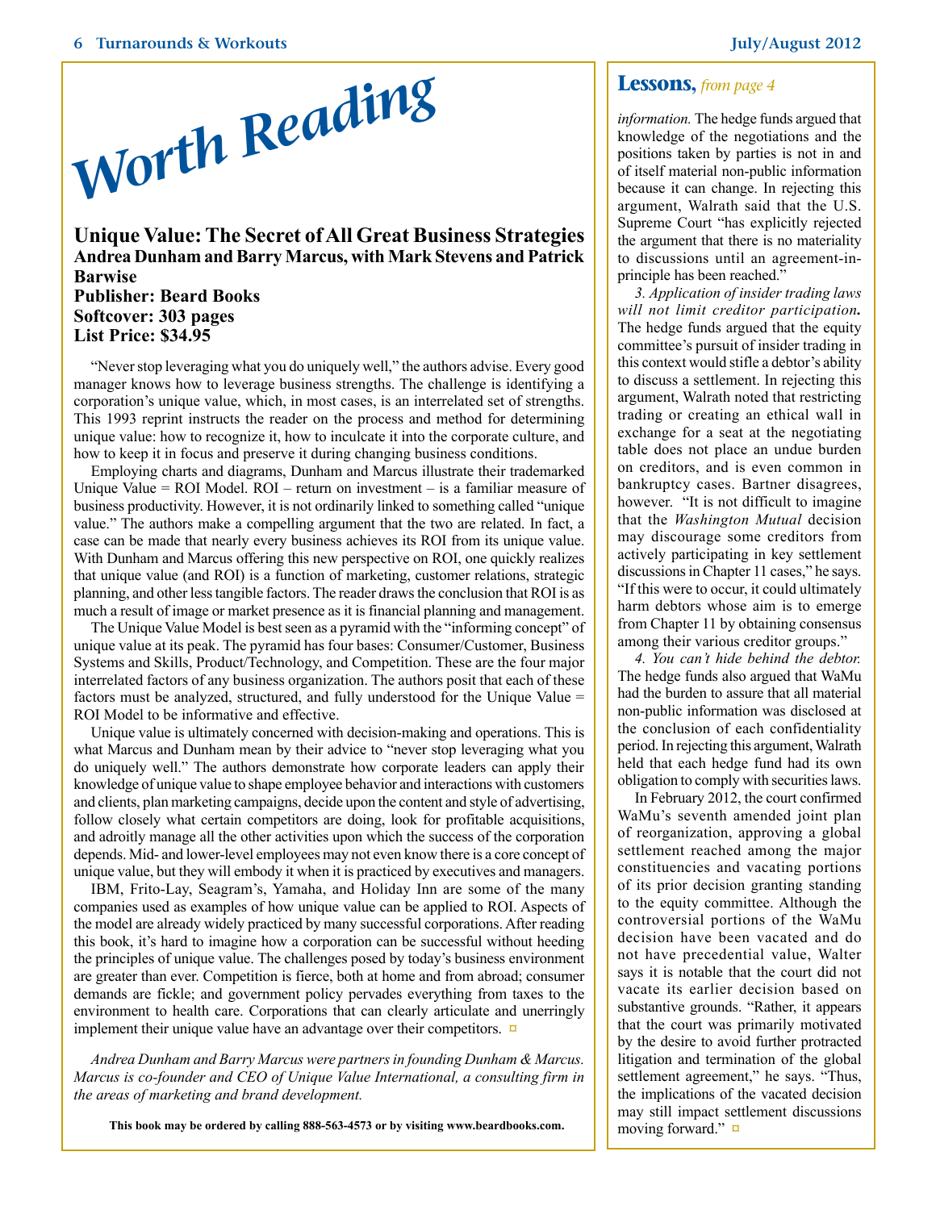# Worth Reading

## Unique Value: The Secret of All Great Business Strategies

**Andrea Dunham and Barry Marcus, with Mark Stevens and Patrick Barwise**
**Publisher: Beard Books**
**Softcover: 303 pages**
**List Price: $34.95**

"Never stop leveraging what you do uniquely well," the authors advise. Every good manager knows how to leverage business strengths. The challenge is identifying a corporation's unique value, which, in most cases, is an interrelated set of strengths. This 1993 reprint instructs the reader on the process and method for determining unique value: how to recognize it, how to inculcate it into the corporate culture, and how to keep it in focus and preserve it during changing business conditions.

Employing charts and diagrams, Dunham and Marcus illustrate their trademarked Unique Value = ROI Model. ROI – return on investment – is a familiar measure of business productivity. However, it is not ordinarily linked to something called "unique value." The authors make a compelling argument that the two are related. In fact, a case can be made that nearly every business achieves its ROI from its unique value. With Dunham and Marcus offering this new perspective on ROI, one quickly realizes that unique value (and ROI) is a function of marketing, customer relations, strategic planning, and other less tangible factors. The reader draws the conclusion that ROI is as much a result of image or market presence as it is financial planning and management.

The Unique Value Model is best seen as a pyramid with the "informing concept" of unique value at its peak. The pyramid has four bases: Consumer/Customer, Business Systems and Skills, Product/Technology, and Competition. These are the four major interrelated factors of any business organization. The authors posit that each of these factors must be analyzed, structured, and fully understood for the Unique Value = ROI Model to be informative and effective.

Unique value is ultimately concerned with decision-making and operations. This is what Marcus and Dunham mean by their advice to "never stop leveraging what you do uniquely well." The authors demonstrate how corporate leaders can apply their knowledge of unique value to shape employee behavior and interactions with customers and clients, plan marketing campaigns, decide upon the content and style of advertising, follow closely what certain competitors are doing, look for profitable acquisitions, and adroitly manage all the other activities upon which the success of the corporation depends. Mid- and lower-level employees may not even know there is a core concept of unique value, but they will embody it when it is practiced by executives and managers.

IBM, Frito-Lay, Seagram's, Yamaha, and Holiday Inn are some of the many companies used as examples of how unique value can be applied to ROI. Aspects of the model are already widely practiced by many successful corporations. After reading this book, it's hard to imagine how a corporation can be successful without heeding the principles of unique value. The challenges posed by today's business environment are greater than ever. Competition is fierce, both at home and from abroad; consumer demands are fickle; and government policy pervades everything from taxes to the environment to health care. Corporations that can clearly articulate and unerringly implement their unique value have an advantage over their competitors. ¤

*Andrea Dunham and Barry Marcus were partners in founding Dunham & Marcus. Marcus is co-founder and CEO of Unique Value International, a consulting firm in the areas of marketing and brand development.*

**This book may be ordered by calling 888-563-4573 or by visiting www.beardbooks.com.**

## Lessons, *from page 4*

*information.* The hedge funds argued that knowledge of the negotiations and the positions taken by parties is not in and of itself material non-public information because it can change. In rejecting this argument, Walrath said that the U.S. Supreme Court "has explicitly rejected the argument that there is no materiality to discussions until an agreement-in-principle has been reached."

*3. Application of insider trading laws will not limit creditor participation.* The hedge funds argued that the equity committee's pursuit of insider trading in this context would stifle a debtor's ability to discuss a settlement. In rejecting this argument, Walrath noted that restricting trading or creating an ethical wall in exchange for a seat at the negotiating table does not place an undue burden on creditors, and is even common in bankruptcy cases. Bartner disagrees, however. "It is not difficult to imagine that the *Washington Mutual* decision may discourage some creditors from actively participating in key settlement discussions in Chapter 11 cases," he says. "If this were to occur, it could ultimately harm debtors whose aim is to emerge from Chapter 11 by obtaining consensus among their various creditor groups."

*4. You can't hide behind the debtor.* The hedge funds also argued that WaMu had the burden to assure that all material non-public information was disclosed at the conclusion of each confidentiality period. In rejecting this argument, Walrath held that each hedge fund had its own obligation to comply with securities laws.

In February 2012, the court confirmed WaMu's seventh amended joint plan of reorganization, approving a global settlement reached among the major constituencies and vacating portions of its prior decision granting standing to the equity committee. Although the controversial portions of the WaMu decision have been vacated and do not have precedential value, Walter says it is notable that the court did not vacate its earlier decision based on substantive grounds. "Rather, it appears that the court was primarily motivated by the desire to avoid further protracted litigation and termination of the global settlement agreement," he says. "Thus, the implications of the vacated decision may still impact settlement discussions moving forward." ¤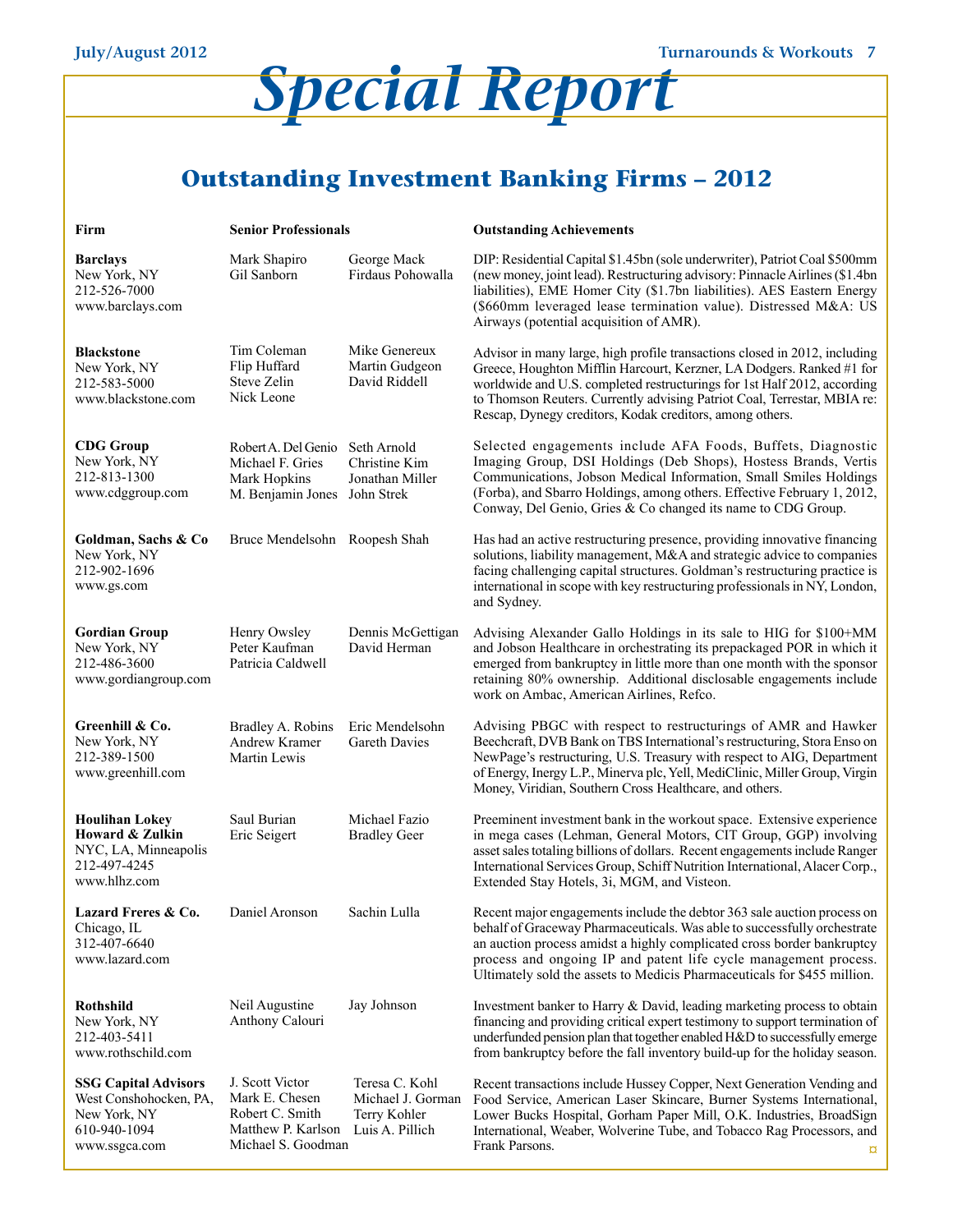# Special Report

## Outstanding Investment Banking Firms – 2012

| Firm | Senior Professionals | | Outstanding Achievements |
|---|---|---|---|
| **Barclays**<br>New York, NY<br>212-526-7000<br>www.barclays.com | Mark Shapiro<br>Gil Sanborn | George Mack<br>Firdaus Pohowalla | DIP: Residential Capital $1.45bn (sole underwriter), Patriot Coal $500mm (new money, joint lead). Restructuring advisory: Pinnacle Airlines ($1.4bn liabilities), EME Homer City ($1.7bn liabilities). AES Eastern Energy ($660mm leveraged lease termination value). Distressed M&A: US Airways (potential acquisition of AMR). |
| **Blackstone**<br>New York, NY<br>212-583-5000<br>www.blackstone.com | Tim Coleman<br>Flip Huffard<br>Steve Zelin<br>Nick Leone | Mike Genereux<br>Martin Gudgeon<br>David Riddell | Advisor in many large, high profile transactions closed in 2012, including Greece, Houghton Mifflin Harcourt, Kerzner, LA Dodgers. Ranked #1 for worldwide and U.S. completed restructurings for 1st Half 2012, according to Thomson Reuters. Currently advising Patriot Coal, Terrestar, MBIA re: Rescap, Dynegy creditors, Kodak creditors, among others. |
| **CDG Group**<br>New York, NY<br>212-813-1300<br>www.cdggroup.com | Robert A. Del Genio<br>Michael F. Gries<br>Mark Hopkins<br>M. Benjamin Jones | Seth Arnold<br>Christine Kim<br>Jonathan Miller<br>John Strek | Selected engagements include AFA Foods, Buffets, Diagnostic Imaging Group, DSI Holdings (Deb Shops), Hostess Brands, Vertis Communications, Jobson Medical Information, Small Smiles Holdings (Forba), and Sbarro Holdings, among others. Effective February 1, 2012, Conway, Del Genio, Gries & Co changed its name to CDG Group. |
| **Goldman, Sachs & Co**<br>New York, NY<br>212-902-1696<br>www.gs.com | Bruce Mendelsohn | Roopesh Shah | Has had an active restructuring presence, providing innovative financing solutions, liability management, M&A and strategic advice to companies facing challenging capital structures. Goldman's restructuring practice is international in scope with key restructuring professionals in NY, London, and Sydney. |
| **Gordian Group**<br>New York, NY<br>212-486-3600<br>www.gordiangroup.com | Henry Owsley<br>Peter Kaufman<br>Patricia Caldwell | Dennis McGettigan<br>David Herman | Advising Alexander Gallo Holdings in its sale to HIG for $100+MM and Jobson Healthcare in orchestrating its prepackaged POR in which it emerged from bankruptcy in little more than one month with the sponsor retaining 80% ownership. Additional disclosable engagements include work on Ambac, American Airlines, Refco. |
| **Greenhill & Co.**<br>New York, NY<br>212-389-1500<br>www.greenhill.com | Bradley A. Robins<br>Andrew Kramer<br>Martin Lewis | Eric Mendelsohn<br>Gareth Davies | Advising PBGC with respect to restructurings of AMR and Hawker Beechcraft, DVB Bank on TBS International's restructuring, Stora Enso on NewPage's restructuring, U.S. Treasury with respect to AIG, Department of Energy, Inergy L.P., Minerva plc, Yell, MediClinic, Miller Group, Virgin Money, Viridian, Southern Cross Healthcare, and others. |
| **Houlihan Lokey Howard & Zulkin**<br>NYC, LA, Minneapolis<br>212-497-4245<br>www.hlhz.com | Saul Burian<br>Eric Seigert | Michael Fazio<br>Bradley Geer | Preeminent investment bank in the workout space. Extensive experience in mega cases (Lehman, General Motors, CIT Group, GGP) involving asset sales totaling billions of dollars. Recent engagements include Ranger International Services Group, Schiff Nutrition International, Alacer Corp., Extended Stay Hotels, 3i, MGM, and Visteon. |
| **Lazard Freres & Co.**<br>Chicago, IL<br>312-407-6640<br>www.lazard.com | Daniel Aronson | Sachin Lulla | Recent major engagements include the debtor 363 sale auction process on behalf of Graceway Pharmaceuticals. Was able to successfully orchestrate an auction process amidst a highly complicated cross border bankruptcy process and ongoing IP and patent life cycle management process. Ultimately sold the assets to Medicis Pharmaceuticals for $455 million. |
| **Rothshild**<br>New York, NY<br>212-403-5411<br>www.rothschild.com | Neil Augustine<br>Anthony Calouri | Jay Johnson | Investment banker to Harry & David, leading marketing process to obtain financing and providing critical expert testimony to support termination of underfunded pension plan that together enabled H&D to successfully emerge from bankruptcy before the fall inventory build-up for the holiday season. |
| **SSG Capital Advisors**<br>West Conshohocken, PA,<br>New York, NY<br>610-940-1094<br>www.ssgca.com | J. Scott Victor<br>Mark E. Chesen<br>Robert C. Smith<br>Matthew P. Karlson<br>Michael S. Goodman | Teresa C. Kohl<br>Michael J. Gorman<br>Terry Kohler<br>Luis A. Pillich | Recent transactions include Hussey Copper, Next Generation Vending and Food Service, American Laser Skincare, Burner Systems International, Lower Bucks Hospital, Gorham Paper Mill, O.K. Industries, BroadSign International, Weaber, Wolverine Tube, and Tobacco Rag Processors, and Frank Parsons. |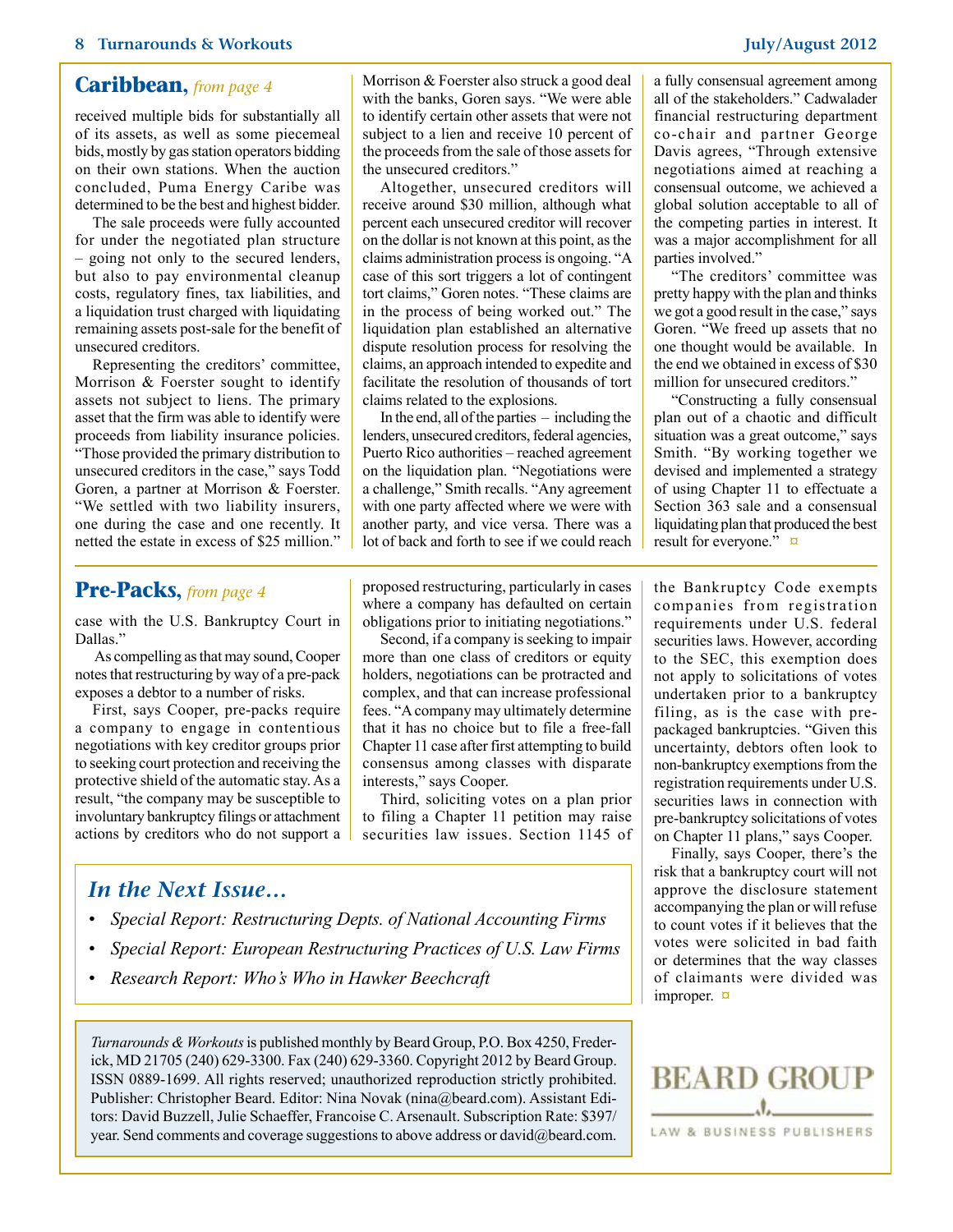## Caribbean, *from page 4*

received multiple bids for substantially all of its assets, as well as some piecemeal bids, mostly by gas station operators bidding on their own stations. When the auction concluded, Puma Energy Caribe was determined to be the best and highest bidder.

The sale proceeds were fully accounted for under the negotiated plan structure – going not only to the secured lenders, but also to pay environmental cleanup costs, regulatory fines, tax liabilities, and a liquidation trust charged with liquidating remaining assets post-sale for the benefit of unsecured creditors.

Representing the creditors' committee, Morrison & Foerster sought to identify assets not subject to liens. The primary asset that the firm was able to identify were proceeds from liability insurance policies. "Those provided the primary distribution to unsecured creditors in the case," says Todd Goren, a partner at Morrison & Foerster. "We settled with two liability insurers, one during the case and one recently. It netted the estate in excess of $25 million."

Morrison & Foerster also struck a good deal with the banks, Goren says. "We were able to identify certain other assets that were not subject to a lien and receive 10 percent of the proceeds from the sale of those assets for the unsecured creditors."

Altogether, unsecured creditors will receive around $30 million, although what percent each unsecured creditor will recover on the dollar is not known at this point, as the claims administration process is ongoing. "A case of this sort triggers a lot of contingent tort claims," Goren notes. "These claims are in the process of being worked out." The liquidation plan established an alternative dispute resolution process for resolving the claims, an approach intended to expedite and facilitate the resolution of thousands of tort claims related to the explosions.

In the end, all of the parties – including the lenders, unsecured creditors, federal agencies, Puerto Rico authorities – reached agreement on the liquidation plan. "Negotiations were a challenge," Smith recalls. "Any agreement with one party affected where we were with another party, and vice versa. There was a lot of back and forth to see if we could reach a fully consensual agreement among all of the stakeholders." Cadwalader financial restructuring department co-chair and partner George Davis agrees, "Through extensive negotiations aimed at reaching a consensual outcome, we achieved a global solution acceptable to all of the competing parties in interest. It was a major accomplishment for all parties involved."

"The creditors' committee was pretty happy with the plan and thinks we got a good result in the case," says Goren. "We freed up assets that no one thought would be available. In the end we obtained in excess of $30 million for unsecured creditors."

"Constructing a fully consensual plan out of a chaotic and difficult situation was a great outcome," says Smith. "By working together we devised and implemented a strategy of using Chapter 11 to effectuate a Section 363 sale and a consensual liquidating plan that produced the best result for everyone." ¤

## Pre-Packs, *from page 4*

case with the U.S. Bankruptcy Court in Dallas."

As compelling as that may sound, Cooper notes that restructuring by way of a pre-pack exposes a debtor to a number of risks.

First, says Cooper, pre-packs require a company to engage in contentious negotiations with key creditor groups prior to seeking court protection and receiving the protective shield of the automatic stay. As a result, "the company may be susceptible to involuntary bankruptcy filings or attachment actions by creditors who do not support a proposed restructuring, particularly in cases where a company has defaulted on certain obligations prior to initiating negotiations."

Second, if a company is seeking to impair more than one class of creditors or equity holders, negotiations can be protracted and complex, and that can increase professional fees. "A company may ultimately determine that it has no choice but to file a free-fall Chapter 11 case after first attempting to build consensus among classes with disparate interests," says Cooper.

Third, soliciting votes on a plan prior to filing a Chapter 11 petition may raise securities law issues. Section 1145 of the Bankruptcy Code exempts companies from registration requirements under U.S. federal securities laws. However, according to the SEC, this exemption does not apply to solicitations of votes undertaken prior to a bankruptcy filing, as is the case with pre-packaged bankruptcies. "Given this uncertainty, debtors often look to non-bankruptcy exemptions from the registration requirements under U.S. securities laws in connection with pre-bankruptcy solicitations of votes on Chapter 11 plans," says Cooper.

Finally, says Cooper, there's the risk that a bankruptcy court will not approve the disclosure statement accompanying the plan or will refuse to count votes if it believes that the votes were solicited in bad faith or determines that the way classes of claimants were divided was improper. ¤

### *In the Next Issue...*

- *Special Report: Restructuring Depts. of National Accounting Firms*
- *Special Report: European Restructuring Practices of U.S. Law Firms*
- *Research Report: Who's Who in Hawker Beechcraft*

*Turnarounds & Workouts* is published monthly by Beard Group, P.O. Box 4250, Frederick, MD 21705 (240) 629-3300. Fax (240) 629-3360. Copyright 2012 by Beard Group. ISSN 0889-1699. All rights reserved; unauthorized reproduction strictly prohibited. Publisher: Christopher Beard. Editor: Nina Novak (nina@beard.com). Assistant Editors: David Buzzell, Julie Schaeffer, Francoise C. Arsenault. Subscription Rate: $397/year. Send comments and coverage suggestions to above address or david@beard.com.

BEARD GROUP

LAW & BUSINESS PUBLISHERS